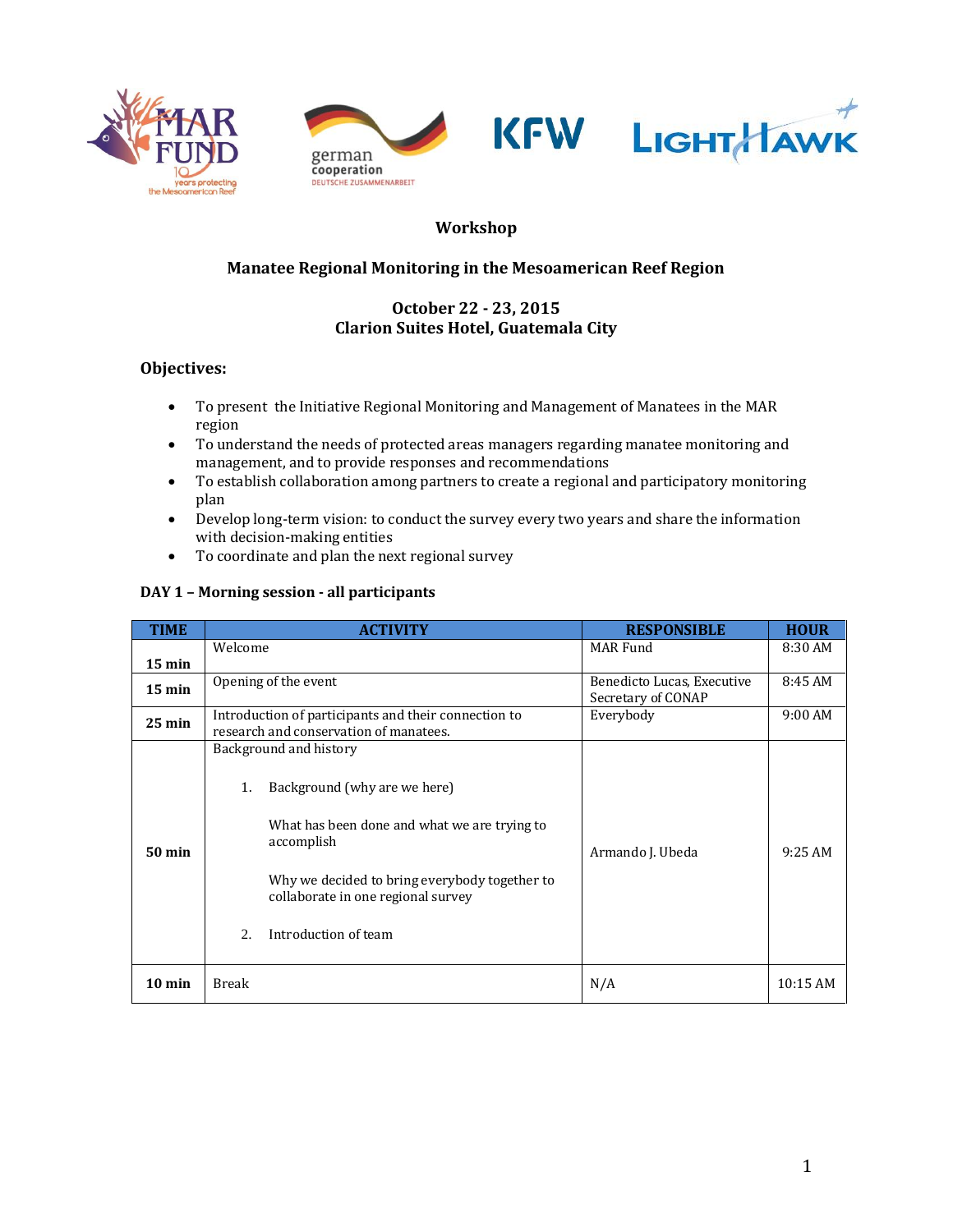# Workshop

## Manatee Regional Monitoring in the Mesoamerican Reef Region

### October 22 - 23, 2015
### Clarion Suites Hotel, Guatemala City

### Objectives:

- To present the Initiative Regional Monitoring and Management of Manatees in the MAR region
- To understand the needs of protected areas managers regarding manatee monitoring and management, and to provide responses and recommendations
- To establish collaboration among partners to create a regional and participatory monitoring plan
- Develop long-term vision: to conduct the survey every two years and share the information with decision-making entities
- To coordinate and plan the next regional survey

**DAY 1 – Morning session - all participants**

| TIME | ACTIVITY | RESPONSIBLE | HOUR |
|---|---|---|---|
| **15 min** | Welcome | MAR Fund | 8:30 AM |
| **15 min** | Opening of the event | Benedicto Lucas, Executive Secretary of CONAP | 8:45 AM |
| **25 min** | Introduction of participants and their connection to research and conservation of manatees. | Everybody | 9:00 AM |
| **50 min** | Background and history<br><br>1. Background (why are we here)<br><br>What has been done and what we are trying to accomplish<br><br>Why we decided to bring everybody together to collaborate in one regional survey<br><br>2. Introduction of team | Armando J. Ubeda | 9:25 AM |
| **10 min** | Break | N/A | 10:15 AM |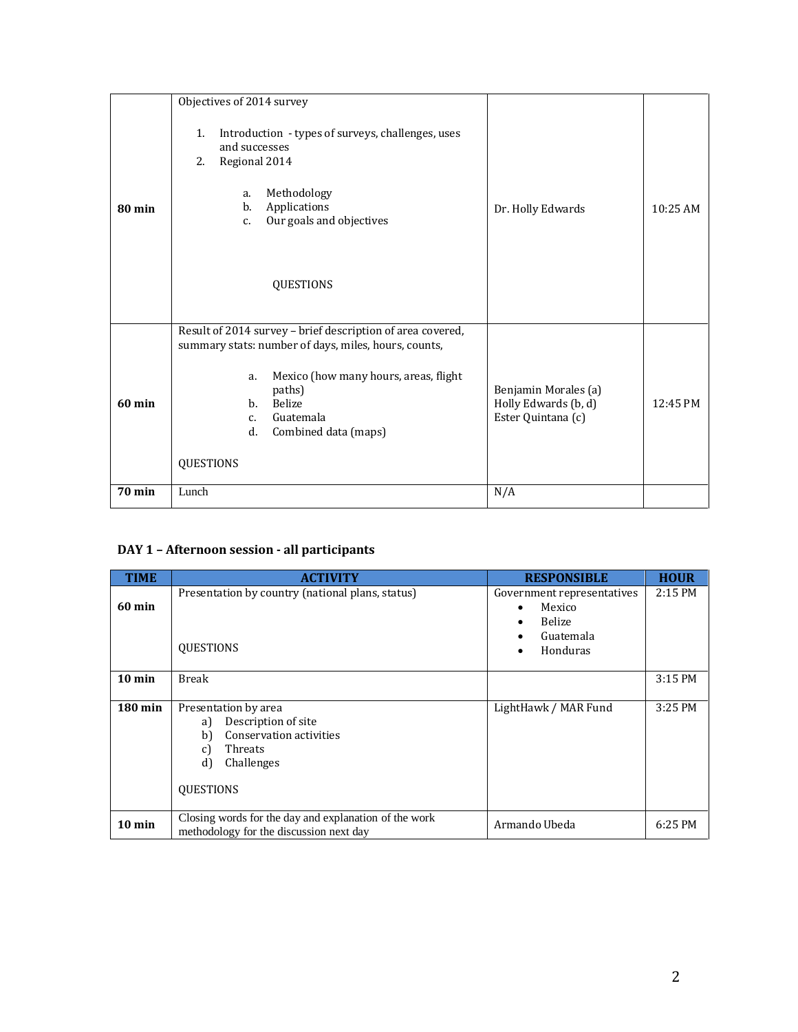| | | | |
|---|---|---|---|
| **80 min** | Objectives of 2014 survey<br><br>1. Introduction - types of surveys, challenges, uses and successes<br>2. Regional 2014<br><br>a. Methodology<br>b. Applications<br>c. Our goals and objectives<br><br>QUESTIONS | Dr. Holly Edwards | 10:25 AM |
| **60 min** | Result of 2014 survey – brief description of area covered, summary stats: number of days, miles, hours, counts,<br><br>a. Mexico (how many hours, areas, flight paths)<br>b. Belize<br>c. Guatemala<br>d. Combined data (maps)<br><br>QUESTIONS | Benjamin Morales (a)<br>Holly Edwards (b, d)<br>Ester Quintana (c) | 12:45 PM |
| **70 min** | Lunch | N/A | |

### DAY 1 – Afternoon session - all participants

| TIME | ACTIVITY | RESPONSIBLE | HOUR |
|---|---|---|---|
| **60 min** | Presentation by country (national plans, status)<br><br>QUESTIONS | Government representatives<br>• Mexico<br>• Belize<br>• Guatemala<br>• Honduras | 2:15 PM |
| **10 min** | Break | | 3:15 PM |
| **180 min** | Presentation by area<br>a) Description of site<br>b) Conservation activities<br>c) Threats<br>d) Challenges<br><br>QUESTIONS | LightHawk / MAR Fund | 3:25 PM |
| **10 min** | Closing words for the day and explanation of the work methodology for the discussion next day | Armando Ubeda | 6:25 PM |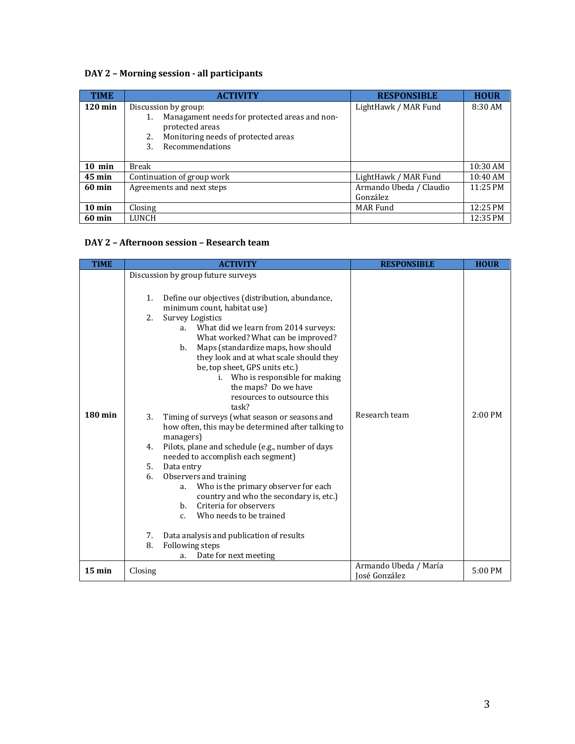### DAY 2 – Morning session - all participants

| TIME | ACTIVITY | RESPONSIBLE | HOUR |
|---|---|---|---|
| **120 min** | Discussion by group:<br>1. Managament needs for protected areas and non-protected areas<br>2. Monitoring needs of protected areas<br>3. Recommendations | LightHawk / MAR Fund | 8:30 AM |
| **10 min** | Break | | 10:30 AM |
| **45 min** | Continuation of group work | LightHawk / MAR Fund | 10:40 AM |
| **60 min** | Agreements and next steps | Armando Ubeda / Claudio González | 11:25 PM |
| **10 min** | Closing | MAR Fund | 12:25 PM |
| **60 min** | LUNCH | | 12:35 PM |

### DAY 2 – Afternoon session – Research team

| TIME | ACTIVITY | RESPONSIBLE | HOUR |
|---|---|---|---|
| **180 min** | Discussion by group future surveys<br><br>1. Define our objectives (distribution, abundance, minimum count, habitat use)<br>2. Survey Logistics<br>&nbsp;&nbsp;&nbsp;a. What did we learn from 2014 surveys: What worked? What can be improved?<br>&nbsp;&nbsp;&nbsp;b. Maps (standardize maps, how should they look and at what scale should they be, top sheet, GPS units etc.)<br>&nbsp;&nbsp;&nbsp;&nbsp;&nbsp;&nbsp;i. Who is responsible for making the maps? Do we have resources to outsource this task?<br>3. Timing of surveys (what season or seasons and how often, this may be determined after talking to managers)<br>4. Pilots, plane and schedule (e.g., number of days needed to accomplish each segment)<br>5. Data entry<br>6. Observers and training<br>&nbsp;&nbsp;&nbsp;a. Who is the primary observer for each country and who the secondary is, etc.)<br>&nbsp;&nbsp;&nbsp;b. Criteria for observers<br>&nbsp;&nbsp;&nbsp;c. Who needs to be trained<br><br>7. Data analysis and publication of results<br>8. Following steps<br>&nbsp;&nbsp;&nbsp;a. Date for next meeting | Research team | 2:00 PM |
| **15 min** | Closing | Armando Ubeda / María José González | 5:00 PM |